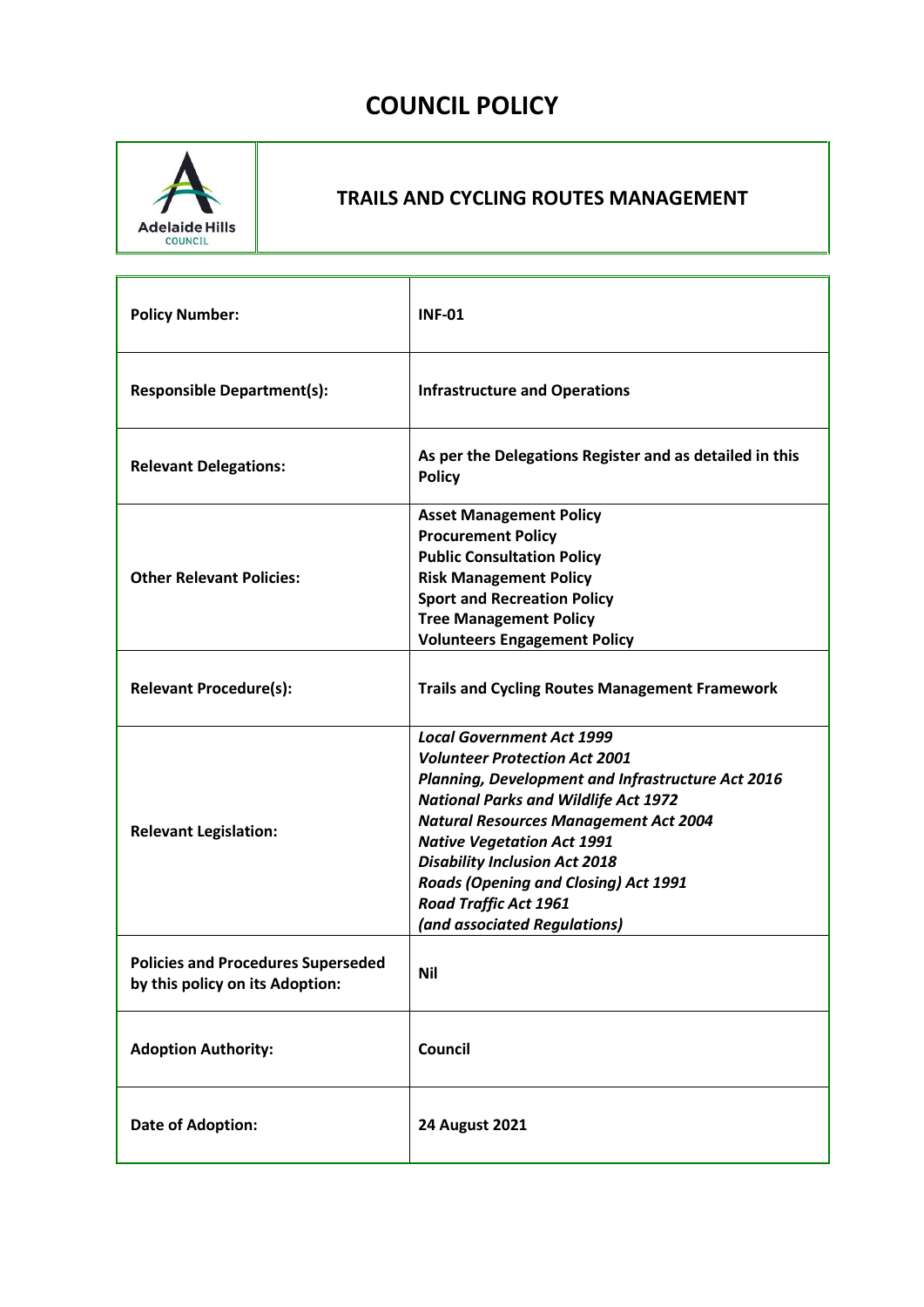# COUNCIL POLICY

| | |
|---|---|
| Adelaide Hills COUNCIL | **TRAILS AND CYCLING ROUTES MANAGEMENT** |

| | |
|---|---|
| **Policy Number:** | **INF-01** |
| **Responsible Department(s):** | **Infrastructure and Operations** |
| **Relevant Delegations:** | **As per the Delegations Register and as detailed in this Policy** |
| **Other Relevant Policies:** | **Asset Management Policy**<br>**Procurement Policy**<br>**Public Consultation Policy**<br>**Risk Management Policy**<br>**Sport and Recreation Policy**<br>**Tree Management Policy**<br>**Volunteers Engagement Policy** |
| **Relevant Procedure(s):** | **Trails and Cycling Routes Management Framework** |
| **Relevant Legislation:** | ***Local Government Act 1999***<br>***Volunteer Protection Act 2001***<br>***Planning, Development and Infrastructure Act 2016***<br>***National Parks and Wildlife Act 1972***<br>***Natural Resources Management Act 2004***<br>***Native Vegetation Act 1991***<br>***Disability Inclusion Act 2018***<br>***Roads (Opening and Closing) Act 1991***<br>***Road Traffic Act 1961***<br>***(and associated Regulations)*** |
| **Policies and Procedures Superseded by this policy on its Adoption:** | **Nil** |
| **Adoption Authority:** | **Council** |
| **Date of Adoption:** | **24 August 2021** |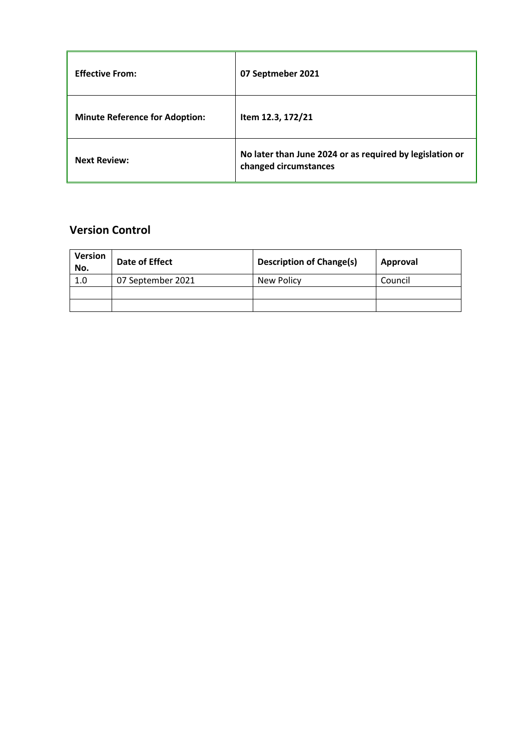| **Effective From:** | **07 Septmeber 2021** |
|---|---|
| **Minute Reference for Adoption:** | **Item 12.3, 172/21** |
| **Next Review:** | **No later than June 2024 or as required by legislation or changed circumstances** |

## Version Control

| Version No. | Date of Effect | Description of Change(s) | Approval |
|---|---|---|---|
| 1.0 | 07 September 2021 | New Policy | Council |
| | | | |
| | | | |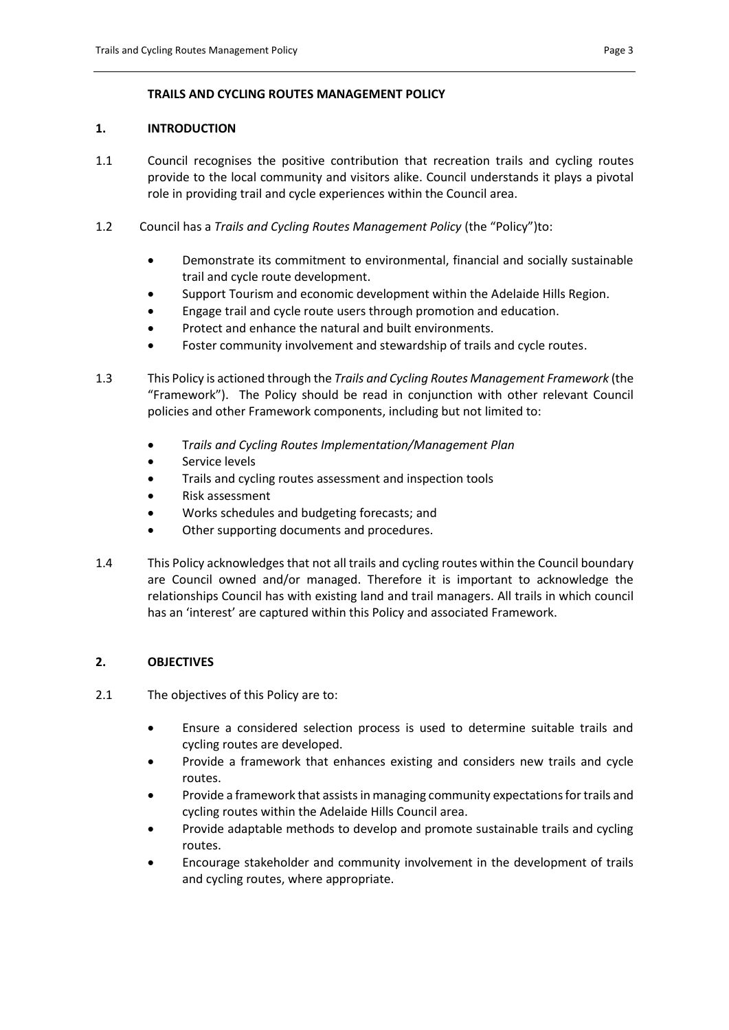**TRAILS AND CYCLING ROUTES MANAGEMENT POLICY**

## 1. INTRODUCTION

1.1 Council recognises the positive contribution that recreation trails and cycling routes provide to the local community and visitors alike. Council understands it plays a pivotal role in providing trail and cycle experiences within the Council area.

1.2 Council has a *Trails and Cycling Routes Management Policy* (the "Policy")to:

- Demonstrate its commitment to environmental, financial and socially sustainable trail and cycle route development.
- Support Tourism and economic development within the Adelaide Hills Region.
- Engage trail and cycle route users through promotion and education.
- Protect and enhance the natural and built environments.
- Foster community involvement and stewardship of trails and cycle routes.

1.3 This Policy is actioned through the *Trails and Cycling Routes Management Framework* (the "Framework"). The Policy should be read in conjunction with other relevant Council policies and other Framework components, including but not limited to:

- T*rails and Cycling Routes Implementation/Management Plan*
- Service levels
- Trails and cycling routes assessment and inspection tools
- Risk assessment
- Works schedules and budgeting forecasts; and
- Other supporting documents and procedures.

1.4 This Policy acknowledges that not all trails and cycling routes within the Council boundary are Council owned and/or managed. Therefore it is important to acknowledge the relationships Council has with existing land and trail managers. All trails in which council has an 'interest' are captured within this Policy and associated Framework.

## 2. OBJECTIVES

2.1 The objectives of this Policy are to:

- Ensure a considered selection process is used to determine suitable trails and cycling routes are developed.
- Provide a framework that enhances existing and considers new trails and cycle routes.
- Provide a framework that assists in managing community expectations for trails and cycling routes within the Adelaide Hills Council area.
- Provide adaptable methods to develop and promote sustainable trails and cycling routes.
- Encourage stakeholder and community involvement in the development of trails and cycling routes, where appropriate.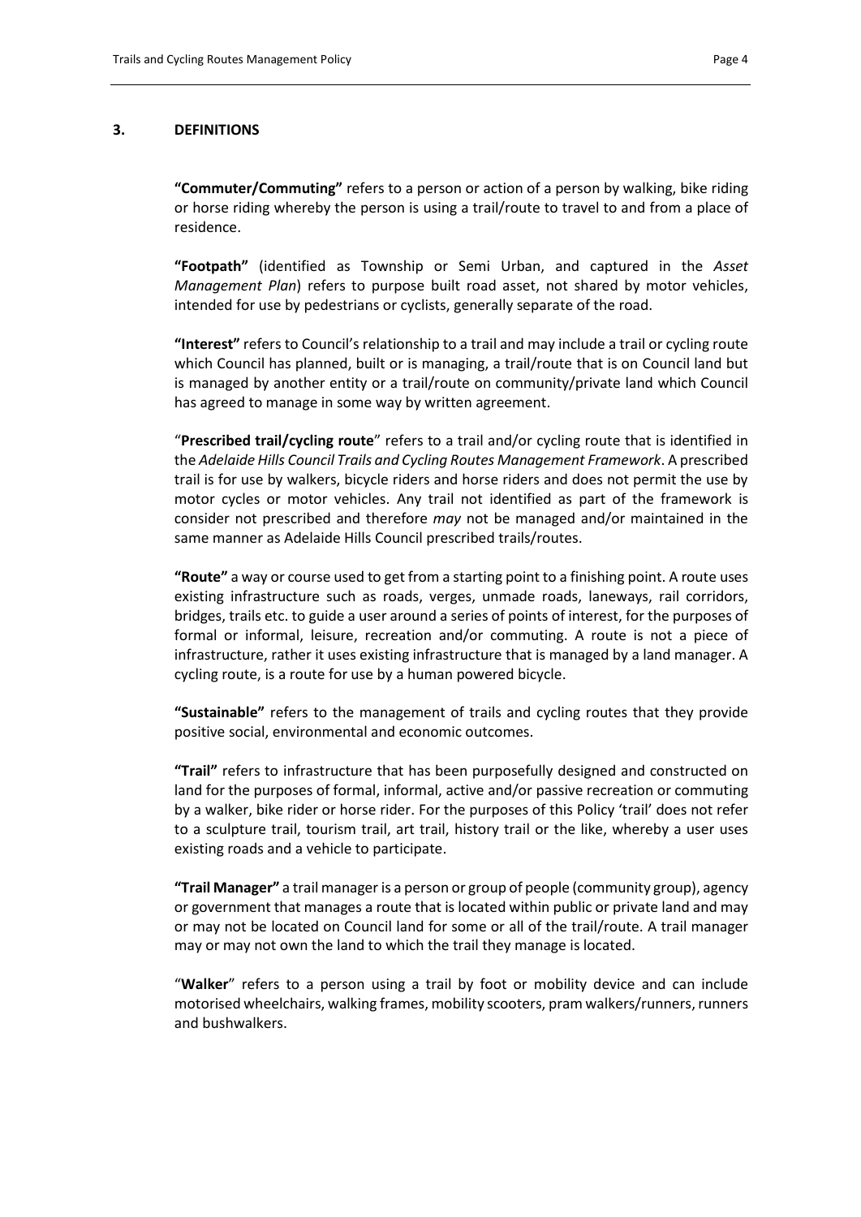## 3. DEFINITIONS

**"Commuter/Commuting"** refers to a person or action of a person by walking, bike riding or horse riding whereby the person is using a trail/route to travel to and from a place of residence.

**"Footpath"** (identified as Township or Semi Urban, and captured in the *Asset Management Plan*) refers to purpose built road asset, not shared by motor vehicles, intended for use by pedestrians or cyclists, generally separate of the road.

**"Interest"** refers to Council's relationship to a trail and may include a trail or cycling route which Council has planned, built or is managing, a trail/route that is on Council land but is managed by another entity or a trail/route on community/private land which Council has agreed to manage in some way by written agreement.

"**Prescribed trail/cycling route**" refers to a trail and/or cycling route that is identified in the *Adelaide Hills Council Trails and Cycling Routes Management Framework*. A prescribed trail is for use by walkers, bicycle riders and horse riders and does not permit the use by motor cycles or motor vehicles. Any trail not identified as part of the framework is consider not prescribed and therefore *may* not be managed and/or maintained in the same manner as Adelaide Hills Council prescribed trails/routes.

**"Route"** a way or course used to get from a starting point to a finishing point. A route uses existing infrastructure such as roads, verges, unmade roads, laneways, rail corridors, bridges, trails etc. to guide a user around a series of points of interest, for the purposes of formal or informal, leisure, recreation and/or commuting. A route is not a piece of infrastructure, rather it uses existing infrastructure that is managed by a land manager. A cycling route, is a route for use by a human powered bicycle.

**"Sustainable"** refers to the management of trails and cycling routes that they provide positive social, environmental and economic outcomes.

**"Trail"** refers to infrastructure that has been purposefully designed and constructed on land for the purposes of formal, informal, active and/or passive recreation or commuting by a walker, bike rider or horse rider. For the purposes of this Policy 'trail' does not refer to a sculpture trail, tourism trail, art trail, history trail or the like, whereby a user uses existing roads and a vehicle to participate.

**"Trail Manager"** a trail manager is a person or group of people (community group), agency or government that manages a route that is located within public or private land and may or may not be located on Council land for some or all of the trail/route. A trail manager may or may not own the land to which the trail they manage is located.

"**Walker**" refers to a person using a trail by foot or mobility device and can include motorised wheelchairs, walking frames, mobility scooters, pram walkers/runners, runners and bushwalkers.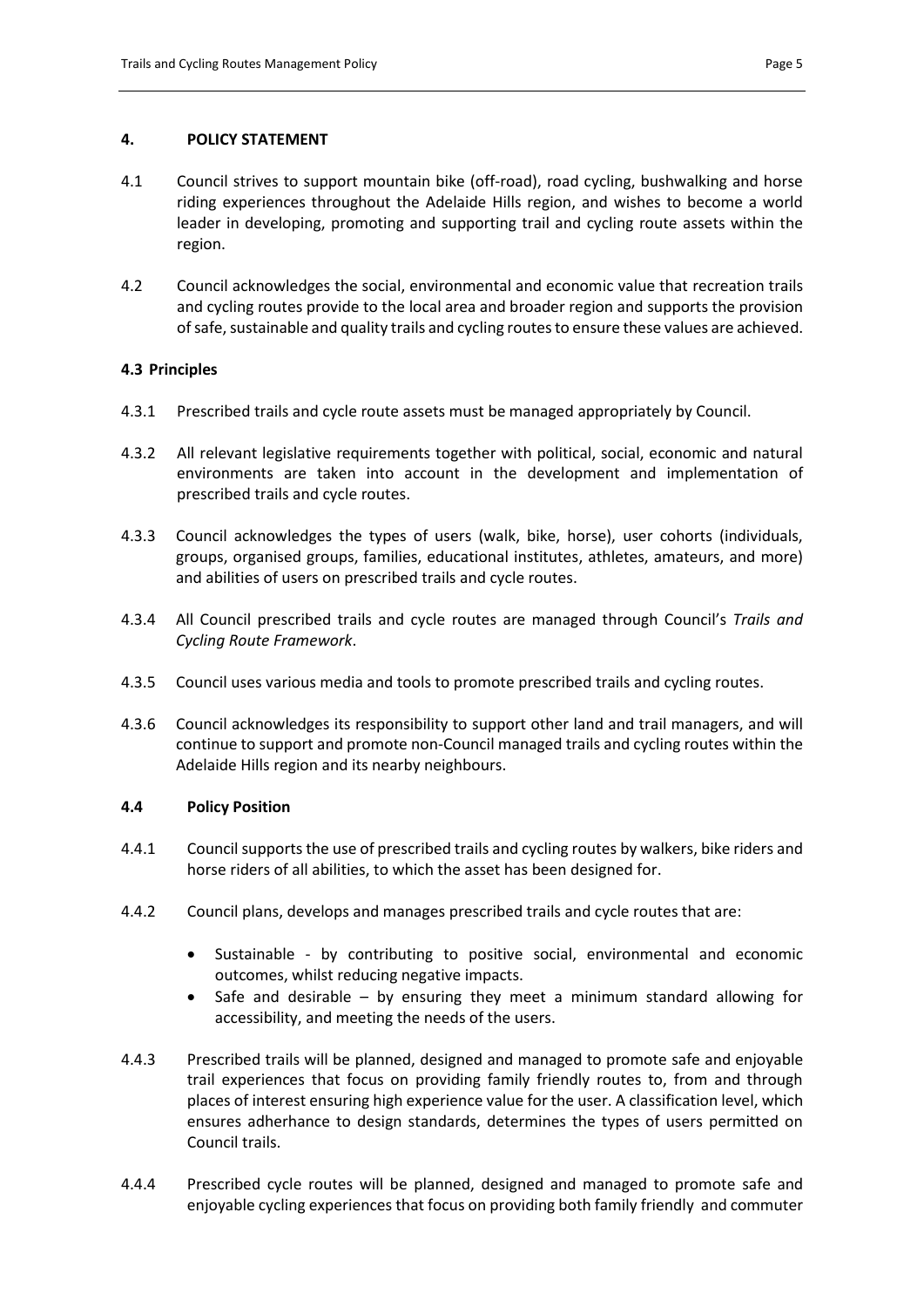## 4. POLICY STATEMENT

4.1 Council strives to support mountain bike (off-road), road cycling, bushwalking and horse riding experiences throughout the Adelaide Hills region, and wishes to become a world leader in developing, promoting and supporting trail and cycling route assets within the region.

4.2 Council acknowledges the social, environmental and economic value that recreation trails and cycling routes provide to the local area and broader region and supports the provision of safe, sustainable and quality trails and cycling routes to ensure these values are achieved.

### 4.3 Principles

4.3.1 Prescribed trails and cycle route assets must be managed appropriately by Council.

4.3.2 All relevant legislative requirements together with political, social, economic and natural environments are taken into account in the development and implementation of prescribed trails and cycle routes.

4.3.3 Council acknowledges the types of users (walk, bike, horse), user cohorts (individuals, groups, organised groups, families, educational institutes, athletes, amateurs, and more) and abilities of users on prescribed trails and cycle routes.

4.3.4 All Council prescribed trails and cycle routes are managed through Council's *Trails and Cycling Route Framework*.

4.3.5 Council uses various media and tools to promote prescribed trails and cycling routes.

4.3.6 Council acknowledges its responsibility to support other land and trail managers, and will continue to support and promote non-Council managed trails and cycling routes within the Adelaide Hills region and its nearby neighbours.

### 4.4 Policy Position

4.4.1 Council supports the use of prescribed trails and cycling routes by walkers, bike riders and horse riders of all abilities, to which the asset has been designed for.

4.4.2 Council plans, develops and manages prescribed trails and cycle routes that are:

- Sustainable - by contributing to positive social, environmental and economic outcomes, whilst reducing negative impacts.
- Safe and desirable – by ensuring they meet a minimum standard allowing for accessibility, and meeting the needs of the users.

4.4.3 Prescribed trails will be planned, designed and managed to promote safe and enjoyable trail experiences that focus on providing family friendly routes to, from and through places of interest ensuring high experience value for the user. A classification level, which ensures adherhance to design standards, determines the types of users permitted on Council trails.

4.4.4 Prescribed cycle routes will be planned, designed and managed to promote safe and enjoyable cycling experiences that focus on providing both family friendly and commuter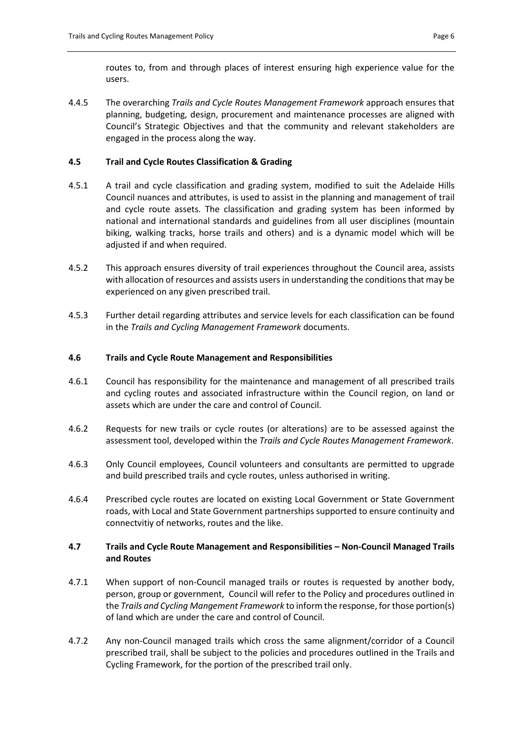routes to, from and through places of interest ensuring high experience value for the users.

4.4.5 The overarching *Trails and Cycle Routes Management Framework* approach ensures that planning, budgeting, design, procurement and maintenance processes are aligned with Council's Strategic Objectives and that the community and relevant stakeholders are engaged in the process along the way.

### 4.5 Trail and Cycle Routes Classification & Grading

4.5.1 A trail and cycle classification and grading system, modified to suit the Adelaide Hills Council nuances and attributes, is used to assist in the planning and management of trail and cycle route assets. The classification and grading system has been informed by national and international standards and guidelines from all user disciplines (mountain biking, walking tracks, horse trails and others) and is a dynamic model which will be adjusted if and when required.

4.5.2 This approach ensures diversity of trail experiences throughout the Council area, assists with allocation of resources and assists users in understanding the conditions that may be experienced on any given prescribed trail.

4.5.3 Further detail regarding attributes and service levels for each classification can be found in the *Trails and Cycling Management Framework* documents.

### 4.6 Trails and Cycle Route Management and Responsibilities

4.6.1 Council has responsibility for the maintenance and management of all prescribed trails and cycling routes and associated infrastructure within the Council region, on land or assets which are under the care and control of Council.

4.6.2 Requests for new trails or cycle routes (or alterations) are to be assessed against the assessment tool, developed within the *Trails and Cycle Routes Management Framework*.

4.6.3 Only Council employees, Council volunteers and consultants are permitted to upgrade and build prescribed trails and cycle routes, unless authorised in writing.

4.6.4 Prescribed cycle routes are located on existing Local Government or State Government roads, with Local and State Government partnerships supported to ensure continuity and connectvitiy of networks, routes and the like.

### 4.7 Trails and Cycle Route Management and Responsibilities – Non-Council Managed Trails and Routes

4.7.1 When support of non-Council managed trails or routes is requested by another body, person, group or government, Council will refer to the Policy and procedures outlined in the *Trails and Cycling Mangement Framework* to inform the response, for those portion(s) of land which are under the care and control of Council.

4.7.2 Any non-Council managed trails which cross the same alignment/corridor of a Council prescribed trail, shall be subject to the policies and procedures outlined in the Trails and Cycling Framework, for the portion of the prescribed trail only.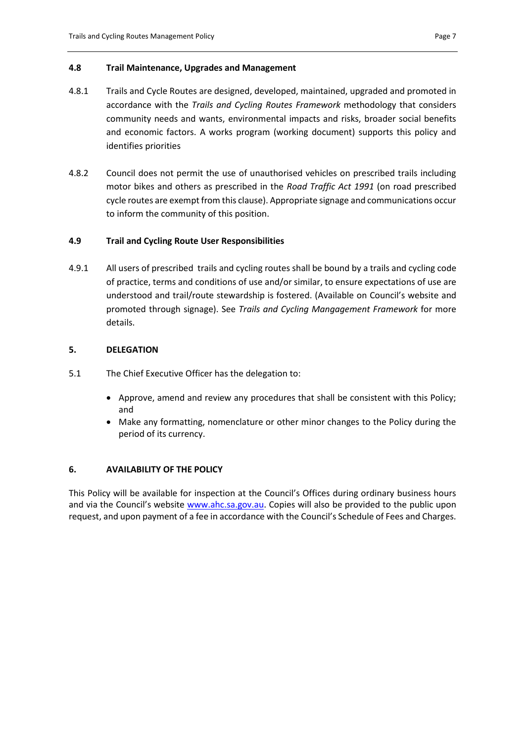### 4.8 Trail Maintenance, Upgrades and Management

4.8.1 Trails and Cycle Routes are designed, developed, maintained, upgraded and promoted in accordance with the *Trails and Cycling Routes Framework* methodology that considers community needs and wants, environmental impacts and risks, broader social benefits and economic factors. A works program (working document) supports this policy and identifies priorities

4.8.2 Council does not permit the use of unauthorised vehicles on prescribed trails including motor bikes and others as prescribed in the *Road Traffic Act 1991* (on road prescribed cycle routes are exempt from this clause). Appropriate signage and communications occur to inform the community of this position.

### 4.9 Trail and Cycling Route User Responsibilities

4.9.1 All users of prescribed trails and cycling routes shall be bound by a trails and cycling code of practice, terms and conditions of use and/or similar, to ensure expectations of use are understood and trail/route stewardship is fostered. (Available on Council's website and promoted through signage). See *Trails and Cycling Mangagement Framework* for more details.

## 5. DELEGATION

5.1 The Chief Executive Officer has the delegation to:

- Approve, amend and review any procedures that shall be consistent with this Policy; and
- Make any formatting, nomenclature or other minor changes to the Policy during the period of its currency.

## 6. AVAILABILITY OF THE POLICY

This Policy will be available for inspection at the Council's Offices during ordinary business hours and via the Council's website www.ahc.sa.gov.au. Copies will also be provided to the public upon request, and upon payment of a fee in accordance with the Council's Schedule of Fees and Charges.